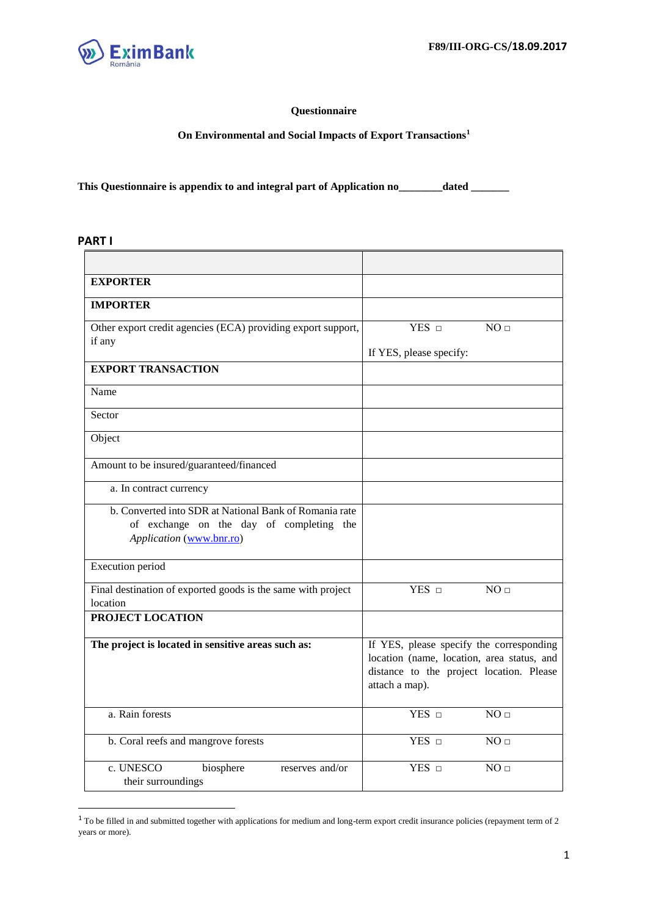# Questionnaire

## On Environmental and Social Impacts of Export Transactions[1]

**This Questionnaire is appendix to and integral part of Application no\_\_\_\_\_\_\_\_dated \_\_\_\_\_\_\_**

## PART I

| | |
|---|---|
| **EXPORTER** | |
| **IMPORTER** | |
| Other export credit agencies (ECA) providing export support, if any | YES □ NO □<br>If YES, please specify: |
| **EXPORT TRANSACTION** | |
| Name | |
| Sector | |
| Object | |
| Amount to be insured/guaranteed/financed | |
| a. In contract currency | |
| b. Converted into SDR at National Bank of Romania rate of exchange on the day of completing the *Application* (www.bnr.ro) | |
| Execution period | |
| Final destination of exported goods is the same with project location | YES □ NO □ |
| **PROJECT LOCATION** | |
| **The project is located in sensitive areas such as:** | If YES, please specify the corresponding location (name, location, area status, and distance to the project location. Please attach a map). |
| a. Rain forests | YES □ NO □ |
| b. Coral reefs and mangrove forests | YES □ NO □ |
| c. UNESCO biosphere reserves and/or their surroundings | YES □ NO □ |

[1] To be filled in and submitted together with applications for medium and long-term export credit insurance policies (repayment term of 2 years or more).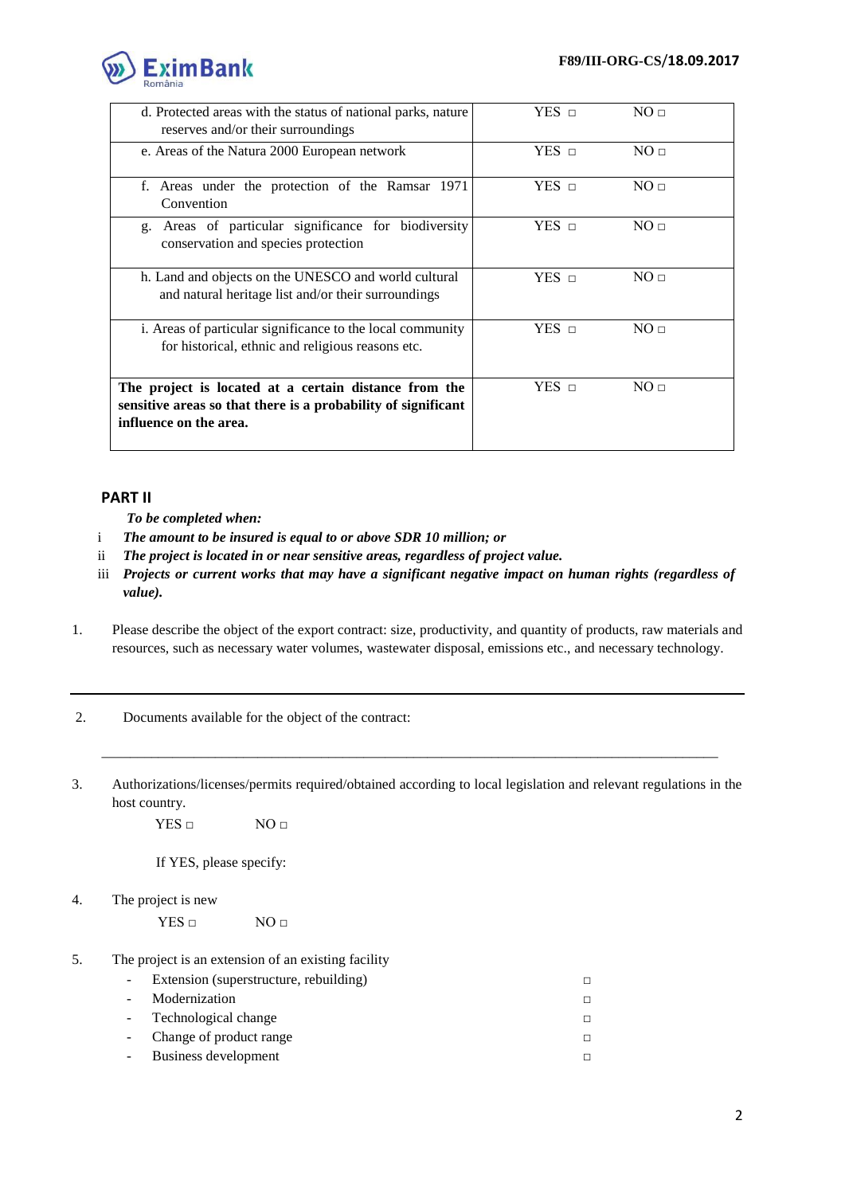| | | |
|---|---|---|
| d. Protected areas with the status of national parks, nature reserves and/or their surroundings | YES □ | NO □ |
| e. Areas of the Natura 2000 European network | YES □ | NO □ |
| f. Areas under the protection of the Ramsar 1971 Convention | YES □ | NO □ |
| g. Areas of particular significance for biodiversity conservation and species protection | YES □ | NO □ |
| h. Land and objects on the UNESCO and world cultural and natural heritage list and/or their surroundings | YES □ | NO □ |
| i. Areas of particular significance to the local community for historical, ethnic and religious reasons etc. | YES □ | NO □ |
| **The project is located at a certain distance from the sensitive areas so that there is a probability of significant influence on the area.** | YES □ | NO □ |

## PART II

*To be completed when:*

i ***The amount to be insured is equal to or above SDR 10 million; or***

ii ***The project is located in or near sensitive areas, regardless of project value.***

iii ***Projects or current works that may have a significant negative impact on human rights (regardless of value).***

1. Please describe the object of the export contract: size, productivity, and quantity of products, raw materials and resources, such as necessary water volumes, wastewater disposal, emissions etc., and necessary technology.

---

2. Documents available for the object of the contract:

______________________________________________________________________________________

3. Authorizations/licenses/permits required/obtained according to local legislation and relevant regulations in the host country.

   YES □ NO □

   If YES, please specify:

4. The project is new

   YES □ NO □

5. The project is an extension of an existing facility
   - Extension (superstructure, rebuilding) □
   - Modernization □
   - Technological change □
   - Change of product range □
   - Business development □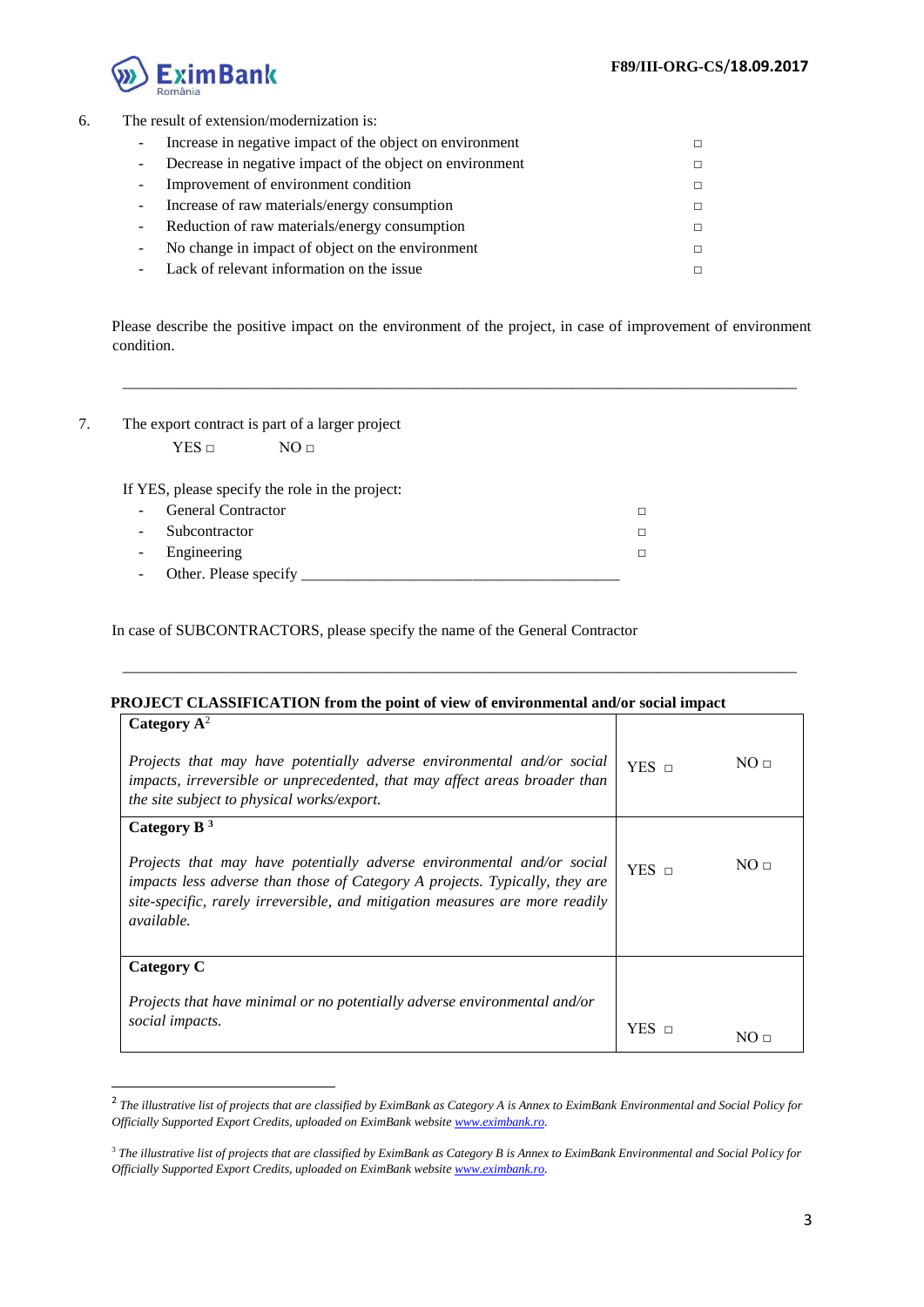6. The result of extension/modernization is:
   - Increase in negative impact of the object on environment □
   - Decrease in negative impact of the object on environment □
   - Improvement of environment condition □
   - Increase of raw materials/energy consumption □
   - Reduction of raw materials/energy consumption □
   - No change in impact of object on the environment □
   - Lack of relevant information on the issue □

Please describe the positive impact on the environment of the project, in case of improvement of environment condition.

\_\_\_\_\_\_\_\_\_\_\_\_\_\_\_\_\_\_\_\_\_\_\_\_\_\_\_\_\_\_\_\_\_\_\_\_\_\_\_\_\_\_\_\_\_\_\_\_\_\_\_\_\_\_\_\_\_\_\_\_\_\_\_\_\_\_\_\_\_\_\_\_\_\_\_\_\_\_\_\_\_\_

7. The export contract is part of a larger project

   YES □ NO □

   If YES, please specify the role in the project:
   - General Contractor □
   - Subcontractor □
   - Engineering □
   - Other. Please specify \_\_\_\_\_\_\_\_\_\_\_\_\_\_\_\_\_\_\_\_\_\_\_\_\_\_\_\_\_\_\_\_\_\_\_\_\_\_\_\_

In case of SUBCONTRACTORS, please specify the name of the General Contractor

\_\_\_\_\_\_\_\_\_\_\_\_\_\_\_\_\_\_\_\_\_\_\_\_\_\_\_\_\_\_\_\_\_\_\_\_\_\_\_\_\_\_\_\_\_\_\_\_\_\_\_\_\_\_\_\_\_\_\_\_\_\_\_\_\_\_\_\_\_\_\_\_\_\_\_\_\_\_\_\_\_\_

**PROJECT CLASSIFICATION from the point of view of environmental and/or social impact**

| | | |
|---|---|---|
| **Category A**[2]<br><br>*Projects that may have potentially adverse environmental and/or social impacts, irreversible or unprecedented, that may affect areas broader than the site subject to physical works/export.* | YES □ | NO □ |
| **Category B** [3]<br><br>*Projects that may have potentially adverse environmental and/or social impacts less adverse than those of Category A projects. Typically, they are site-specific, rarely irreversible, and mitigation measures are more readily available.* | YES □ | NO □ |
| **Category C**<br><br>*Projects that have minimal or no potentially adverse environmental and/or social impacts.* | YES □ | NO □ |

[2] *The illustrative list of projects that are classified by EximBank as Category A is Annex to EximBank Environmental and Social Policy for Officially Supported Export Credits, uploaded on EximBank website www.eximbank.ro.*

[3] *The illustrative list of projects that are classified by EximBank as Category B is Annex to EximBank Environmental and Social Policy for Officially Supported Export Credits, uploaded on EximBank website www.eximbank.ro.*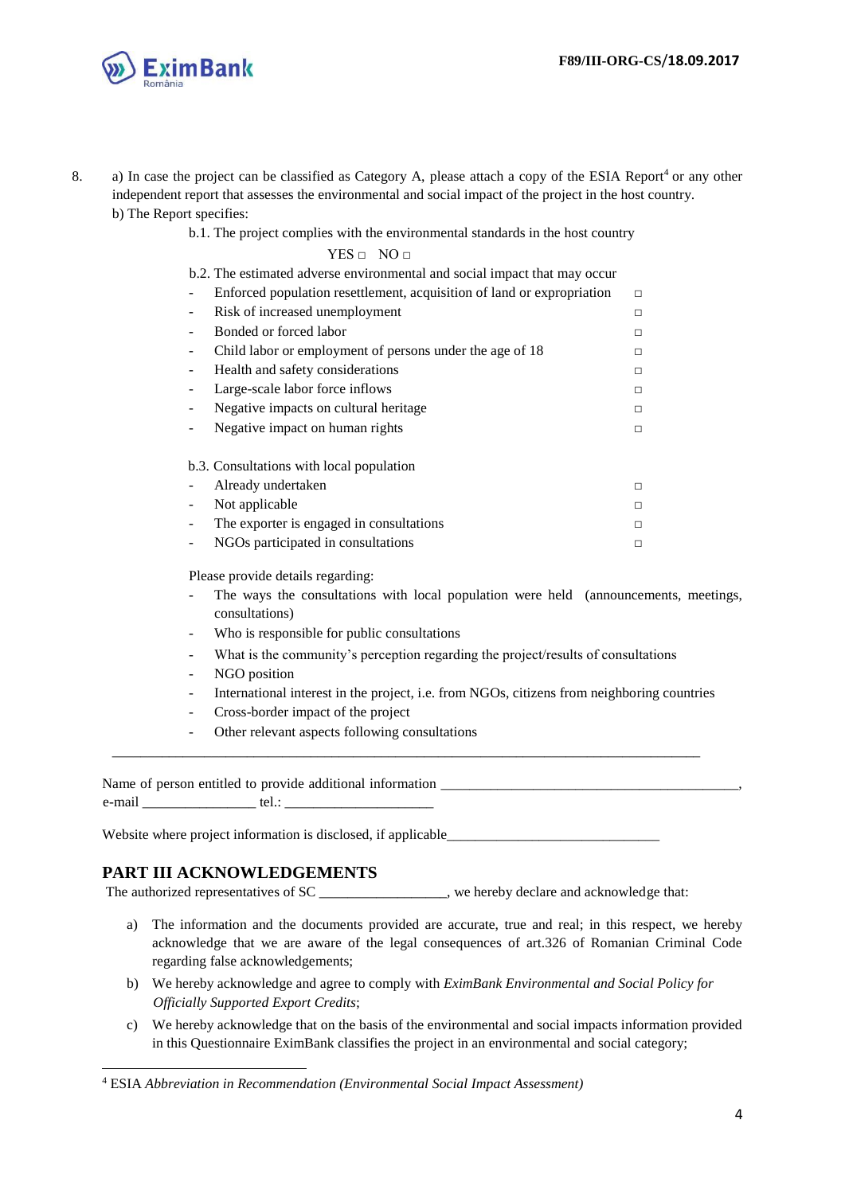8. a) In case the project can be classified as Category A, please attach a copy of the ESIA Report[4] or any other independent report that assesses the environmental and social impact of the project in the host country.

   b) The Report specifies:

   b.1. The project complies with the environmental standards in the host country

   YES □ NO □

   b.2. The estimated adverse environmental and social impact that may occur

   - Enforced population resettlement, acquisition of land or expropriation □
   - Risk of increased unemployment □
   - Bonded or forced labor □
   - Child labor or employment of persons under the age of 18 □
   - Health and safety considerations □
   - Large-scale labor force inflows □
   - Negative impacts on cultural heritage □
   - Negative impact on human rights □

   b.3. Consultations with local population

   - Already undertaken □
   - Not applicable □
   - The exporter is engaged in consultations □
   - NGOs participated in consultations □

   Please provide details regarding:

   - The ways the consultations with local population were held (announcements, meetings, consultations)
   - Who is responsible for public consultations
   - What is the community's perception regarding the project/results of consultations
   - NGO position
   - International interest in the project, i.e. from NGOs, citizens from neighboring countries
   - Cross-border impact of the project
   - Other relevant aspects following consultations

   ________________________________________________________________________________

Name of person entitled to provide additional information ___________________________________________, e-mail ________________ tel.: _____________________

Website where project information is disclosed, if applicable______________________________

## PART III ACKNOWLEDGEMENTS

The authorized representatives of SC __________________, we hereby declare and acknowledge that:

a) The information and the documents provided are accurate, true and real; in this respect, we hereby acknowledge that we are aware of the legal consequences of art.326 of Romanian Criminal Code regarding false acknowledgements;

b) We hereby acknowledge and agree to comply with *EximBank Environmental and Social Policy for Officially Supported Export Credits*;

c) We hereby acknowledge that on the basis of the environmental and social impacts information provided in this Questionnaire EximBank classifies the project in an environmental and social category;

---

[4] ESIA *Abbreviation in Recommendation (Environmental Social Impact Assessment)*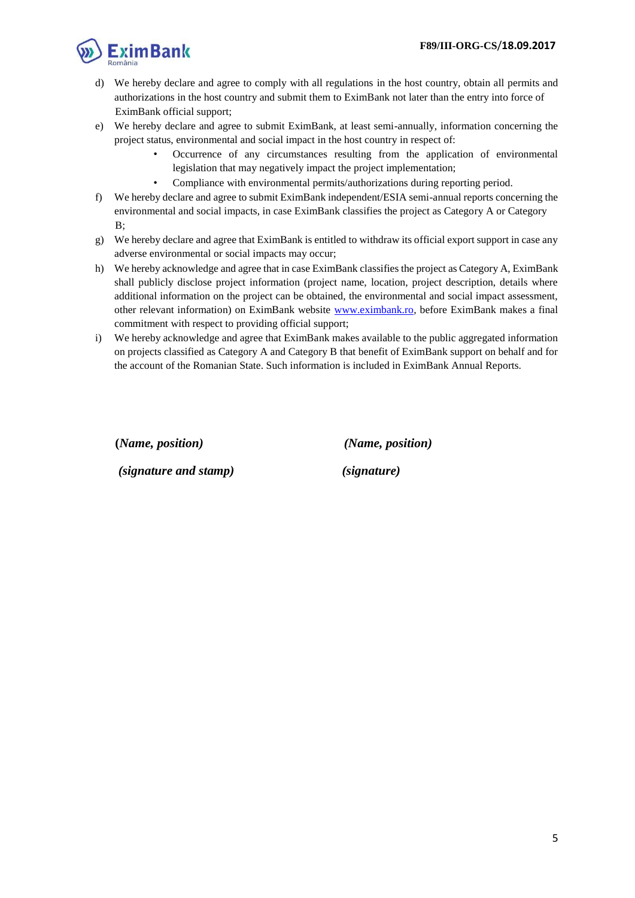d) We hereby declare and agree to comply with all regulations in the host country, obtain all permits and authorizations in the host country and submit them to EximBank not later than the entry into force of EximBank official support;
e) We hereby declare and agree to submit EximBank, at least semi-annually, information concerning the project status, environmental and social impact in the host country in respect of:
    - Occurrence of any circumstances resulting from the application of environmental legislation that may negatively impact the project implementation;
    - Compliance with environmental permits/authorizations during reporting period.
f) We hereby declare and agree to submit EximBank independent/ESIA semi-annual reports concerning the environmental and social impacts, in case EximBank classifies the project as Category A or Category B;
g) We hereby declare and agree that EximBank is entitled to withdraw its official export support in case any adverse environmental or social impacts may occur;
h) We hereby acknowledge and agree that in case EximBank classifies the project as Category A, EximBank shall publicly disclose project information (project name, location, project description, details where additional information on the project can be obtained, the environmental and social impact assessment, other relevant information) on EximBank website www.eximbank.ro, before EximBank makes a final commitment with respect to providing official support;
i) We hereby acknowledge and agree that EximBank makes available to the public aggregated information on projects classified as Category A and Category B that benefit of EximBank support on behalf and for the account of the Romanian State. Such information is included in EximBank Annual Reports.

| | |
|---|---|
| ***(Name, position)*** | ***(Name, position)*** |
| ***(signature and stamp)*** | ***(signature)*** |